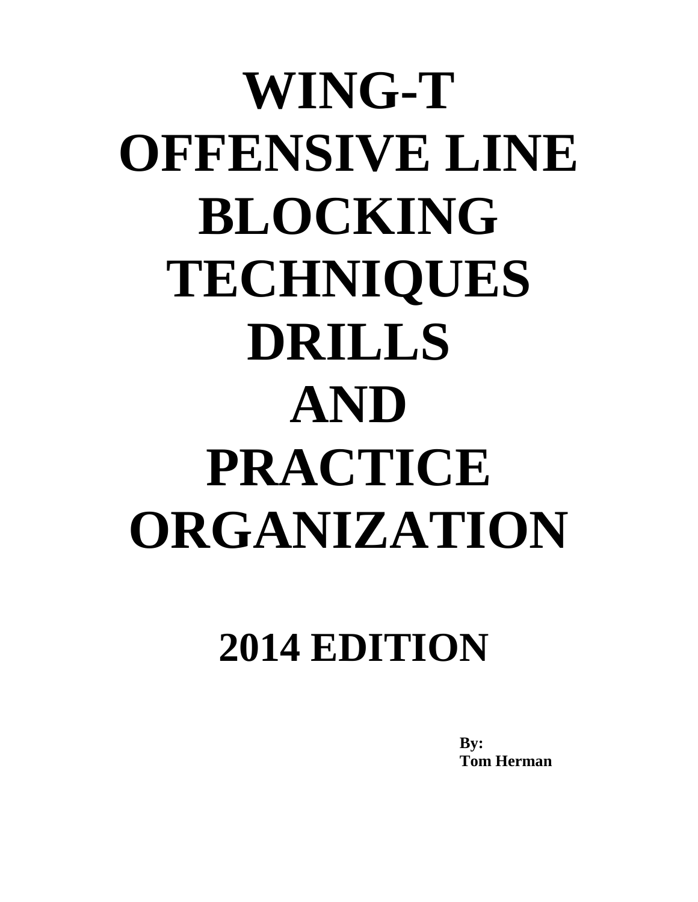# WING-T OFFENSIVE LINE BLOCKING TECHNIQUES DRILLS AND PRACTICE ORGANIZATION

## 2014 EDITION

**By:**
**Tom Herman**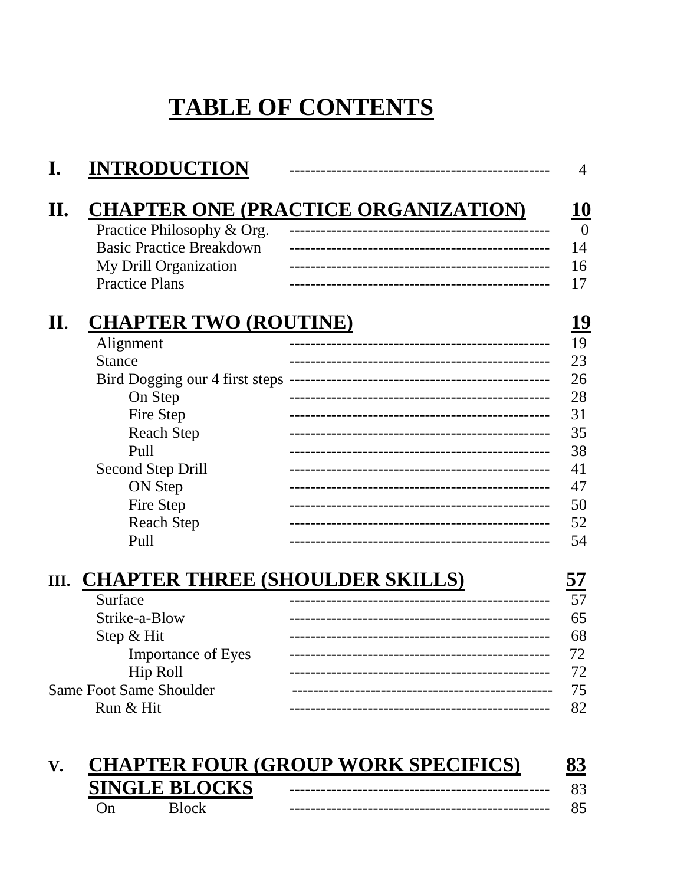# TABLE OF CONTENTS

| | | |
|---|---|---|
| **I.** | **INTRODUCTION** | 4 |
| **II.** | **CHAPTER ONE (PRACTICE ORGANIZATION)** | **10** |
| | Practice Philosophy & Org. | 0 |
| | Basic Practice Breakdown | 14 |
| | My Drill Organization | 16 |
| | Practice Plans | 17 |
| **II.** | **CHAPTER TWO (ROUTINE)** | **19** |
| | Alignment | 19 |
| | Stance | 23 |
| | Bird Dogging our 4 first steps | 26 |
| | On Step | 28 |
| | Fire Step | 31 |
| | Reach Step | 35 |
| | Pull | 38 |
| | Second Step Drill | 41 |
| | ON Step | 47 |
| | Fire Step | 50 |
| | Reach Step | 52 |
| | Pull | 54 |
| **III.** | **CHAPTER THREE (SHOULDER SKILLS)** | **57** |
| | Surface | 57 |
| | Strike-a-Blow | 65 |
| | Step & Hit | 68 |
| | Importance of Eyes | 72 |
| | Hip Roll | 72 |
| | Same Foot Same Shoulder | 75 |
| | Run & Hit | 82 |
| **V.** | **CHAPTER FOUR (GROUP WORK SPECIFICS)** | **83** |
| | **SINGLE BLOCKS** | 83 |
| | On Block | 85 |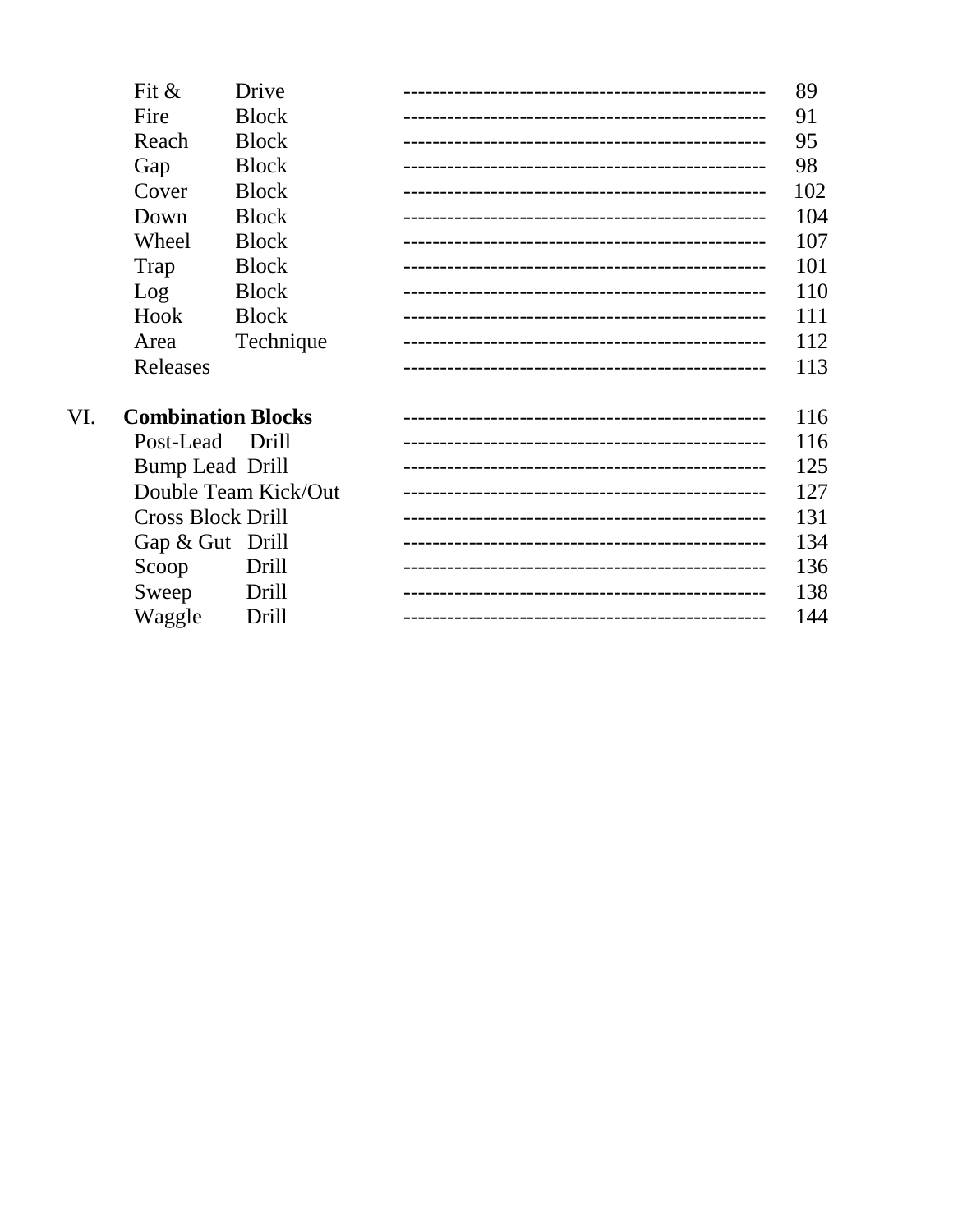Fit & Drive -------------------------------------------------- 89
Fire Block -------------------------------------------------- 91
Reach Block -------------------------------------------------- 95
Gap Block -------------------------------------------------- 98
Cover Block -------------------------------------------------- 102
Down Block -------------------------------------------------- 104
Wheel Block -------------------------------------------------- 107
Trap Block -------------------------------------------------- 101
Log Block -------------------------------------------------- 110
Hook Block -------------------------------------------------- 111
Area Technique -------------------------------------------------- 112
Releases -------------------------------------------------- 113

VI. **Combination Blocks** -------------------------------------------------- 116
Post-Lead Drill -------------------------------------------------- 116
Bump Lead Drill -------------------------------------------------- 125
Double Team Kick/Out -------------------------------------------------- 127
Cross Block Drill -------------------------------------------------- 131
Gap & Gut Drill -------------------------------------------------- 134
Scoop Drill -------------------------------------------------- 136
Sweep Drill -------------------------------------------------- 138
Waggle Drill -------------------------------------------------- 144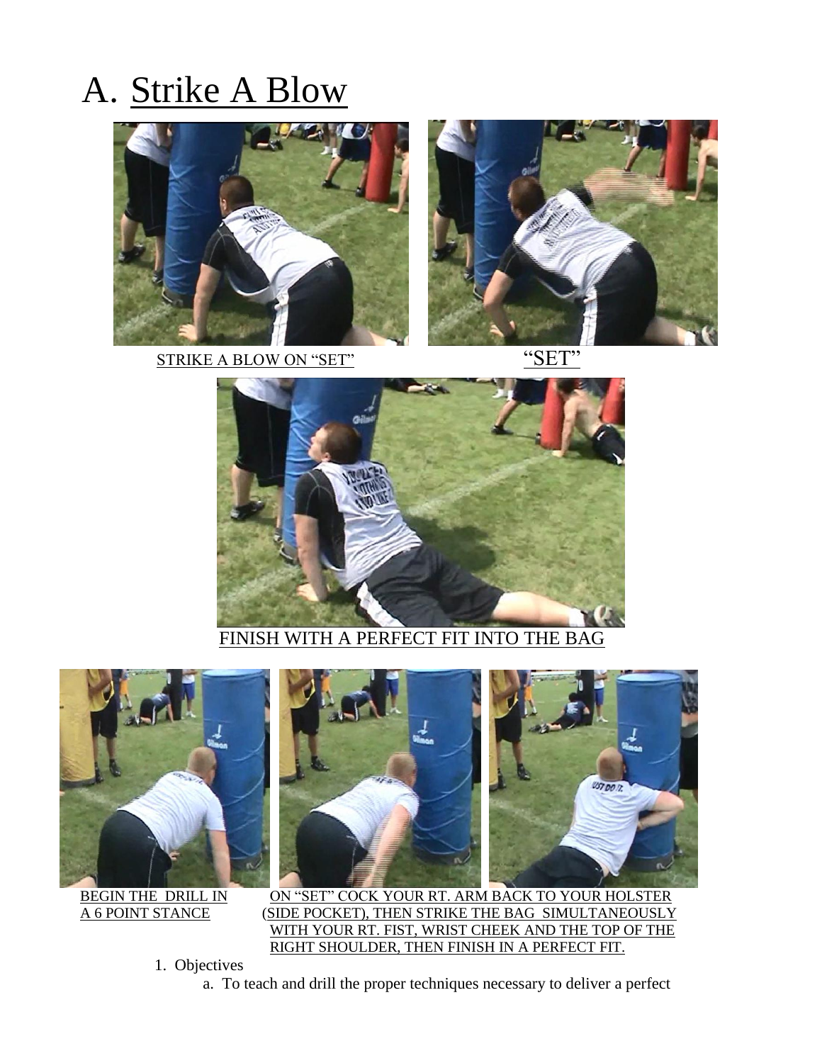# A. Strike A Blow

STRIKE A BLOW ON "SET"

"SET"

FINISH WITH A PERFECT FIT INTO THE BAG

BEGIN THE DRILL IN A 6 POINT STANCE

ON "SET" COCK YOUR RT. ARM BACK TO YOUR HOLSTER (SIDE POCKET), THEN STRIKE THE BAG SIMULTANEOUSLY WITH YOUR RT. FIST, WRIST CHEEK AND THE TOP OF THE RIGHT SHOULDER, THEN FINISH IN A PERFECT FIT.

1. Objectives
   a. To teach and drill the proper techniques necessary to deliver a perfect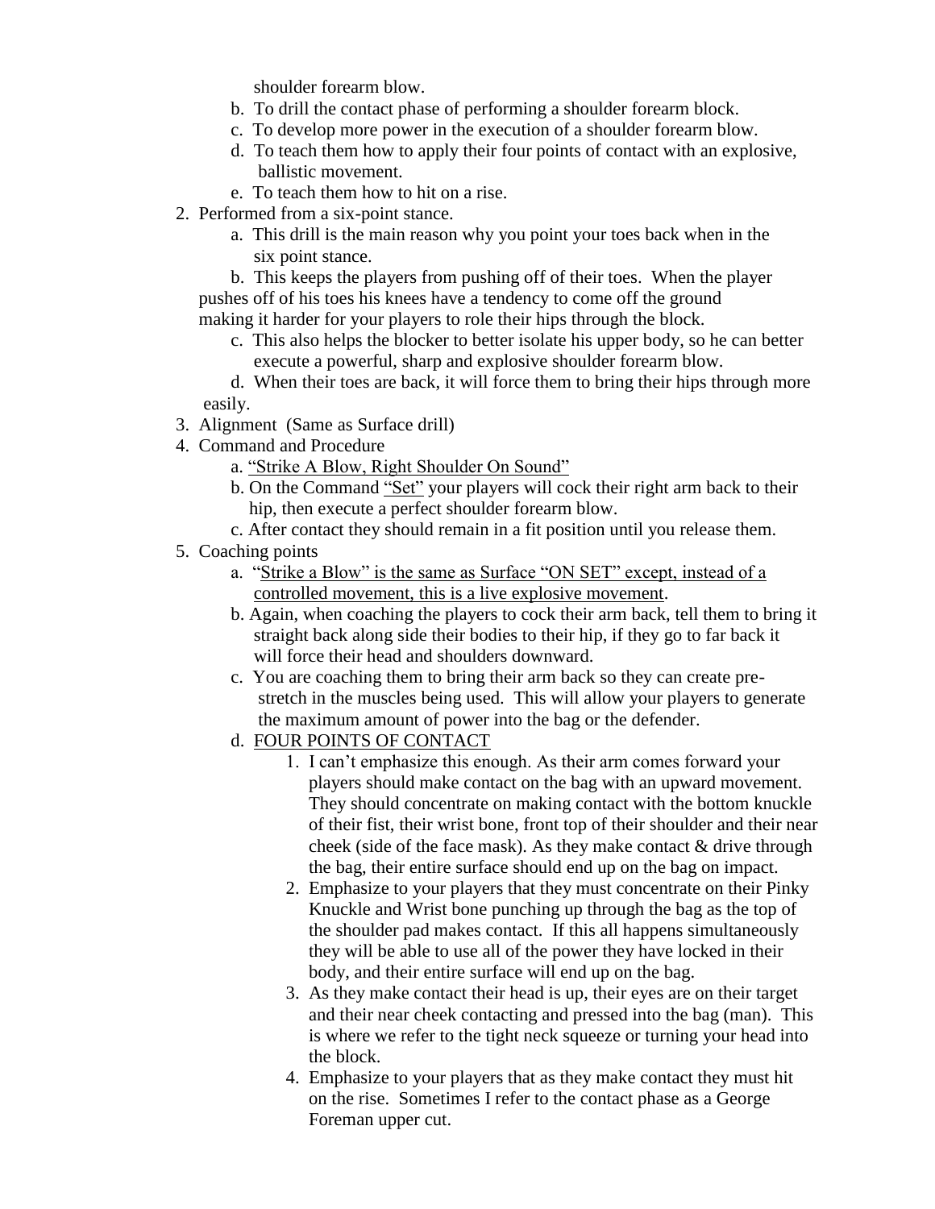shoulder forearm blow.

b. To drill the contact phase of performing a shoulder forearm block.

c. To develop more power in the execution of a shoulder forearm blow.

d. To teach them how to apply their four points of contact with an explosive, ballistic movement.

e. To teach them how to hit on a rise.

2. Performed from a six-point stance.

   a. This drill is the main reason why you point your toes back when in the six point stance.

   b. This keeps the players from pushing off of their toes. When the player pushes off of his toes his knees have a tendency to come off the ground making it harder for your players to role their hips through the block.

   c. This also helps the blocker to better isolate his upper body, so he can better execute a powerful, sharp and explosive shoulder forearm blow.

   d. When their toes are back, it will force them to bring their hips through more easily.

3. Alignment (Same as Surface drill)

4. Command and Procedure

   a. <u>"Strike A Blow, Right Shoulder On Sound"</u>

   b. On the Command <u>"Set"</u> your players will cock their right arm back to their hip, then execute a perfect shoulder forearm blow.

   c. After contact they should remain in a fit position until you release them.

5. Coaching points

   a. <u>"Strike a Blow" is the same as Surface "ON SET" except, instead of a controlled movement, this is a live explosive movement</u>.

   b. Again, when coaching the players to cock their arm back, tell them to bring it straight back along side their bodies to their hip, if they go to far back it will force their head and shoulders downward.

   c. You are coaching them to bring their arm back so they can create pre-stretch in the muscles being used. This will allow your players to generate the maximum amount of power into the bag or the defender.

   d. <u>FOUR POINTS OF CONTACT</u>

      1. I can't emphasize this enough. As their arm comes forward your players should make contact on the bag with an upward movement. They should concentrate on making contact with the bottom knuckle of their fist, their wrist bone, front top of their shoulder and their near cheek (side of the face mask). As they make contact & drive through the bag, their entire surface should end up on the bag on impact.
      2. Emphasize to your players that they must concentrate on their Pinky Knuckle and Wrist bone punching up through the bag as the top of the shoulder pad makes contact. If this all happens simultaneously they will be able to use all of the power they have locked in their body, and their entire surface will end up on the bag.
      3. As they make contact their head is up, their eyes are on their target and their near cheek contacting and pressed into the bag (man). This is where we refer to the tight neck squeeze or turning your head into the block.
      4. Emphasize to your players that as they make contact they must hit on the rise. Sometimes I refer to the contact phase as a George Foreman upper cut.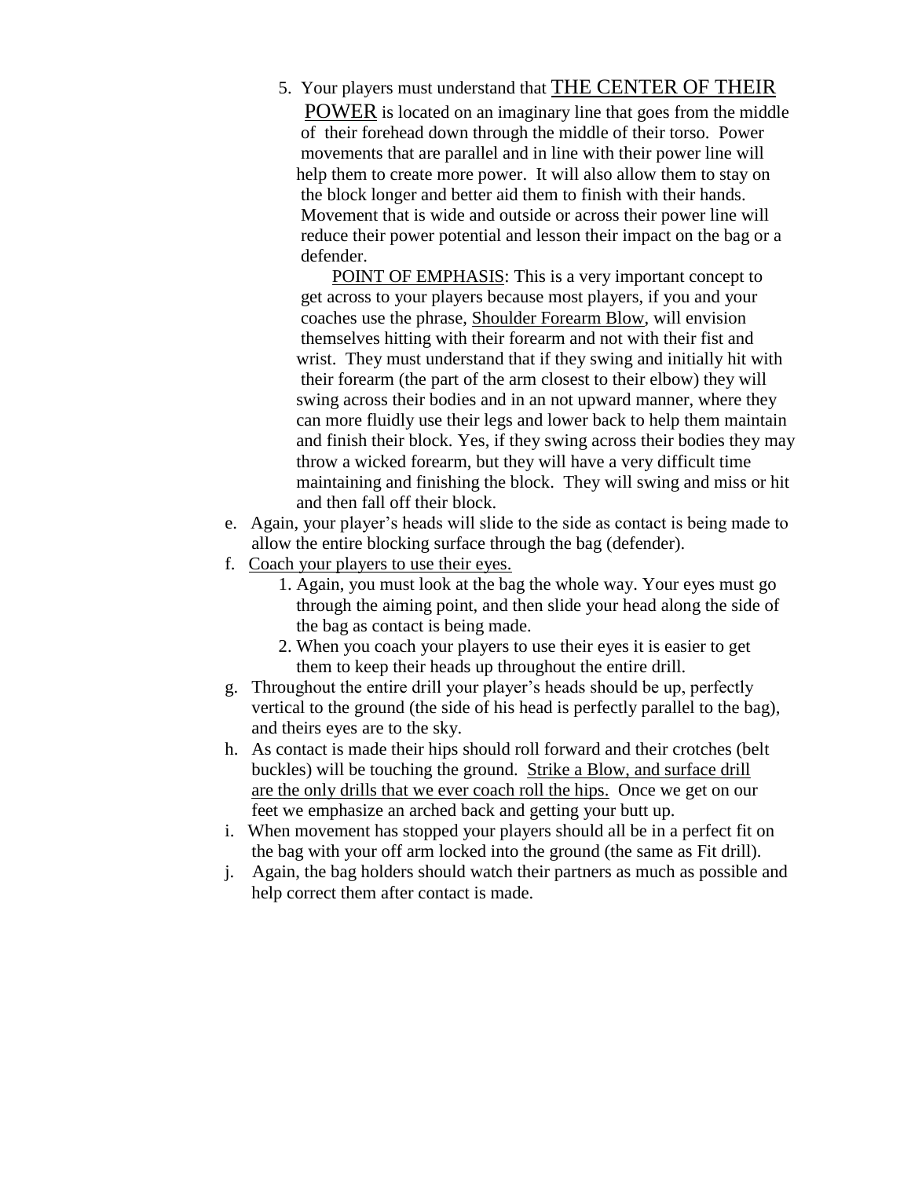5. Your players must understand that <u>THE CENTER OF THEIR POWER</u> is located on an imaginary line that goes from the middle of their forehead down through the middle of their torso. Power movements that are parallel and in line with their power line will help them to create more power. It will also allow them to stay on the block longer and better aid them to finish with their hands. Movement that is wide and outside or across their power line will reduce their power potential and lesson their impact on the bag or a defender.

   <u>POINT OF EMPHASIS</u>: This is a very important concept to get across to your players because most players, if you and your coaches use the phrase, <u>Shoulder Forearm Blow</u>, will envision themselves hitting with their forearm and not with their fist and wrist. They must understand that if they swing and initially hit with their forearm (the part of the arm closest to their elbow) they will swing across their bodies and in an not upward manner, where they can more fluidly use their legs and lower back to help them maintain and finish their block. Yes, if they swing across their bodies they may throw a wicked forearm, but they will have a very difficult time maintaining and finishing the block. They will swing and miss or hit and then fall off their block.

e. Again, your player's heads will slide to the side as contact is being made to allow the entire blocking surface through the bag (defender).

f. <u>Coach your players to use their eyes.</u>

   1. Again, you must look at the bag the whole way. Your eyes must go through the aiming point, and then slide your head along the side of the bag as contact is being made.
   2. When you coach your players to use their eyes it is easier to get them to keep their heads up throughout the entire drill.

g. Throughout the entire drill your player's heads should be up, perfectly vertical to the ground (the side of his head is perfectly parallel to the bag), and theirs eyes are to the sky.

h. As contact is made their hips should roll forward and their crotches (belt buckles) will be touching the ground. <u>Strike a Blow, and surface drill are the only drills that we ever coach roll the hips.</u> Once we get on our feet we emphasize an arched back and getting your butt up.

i. When movement has stopped your players should all be in a perfect fit on the bag with your off arm locked into the ground (the same as Fit drill).

j. Again, the bag holders should watch their partners as much as possible and help correct them after contact is made.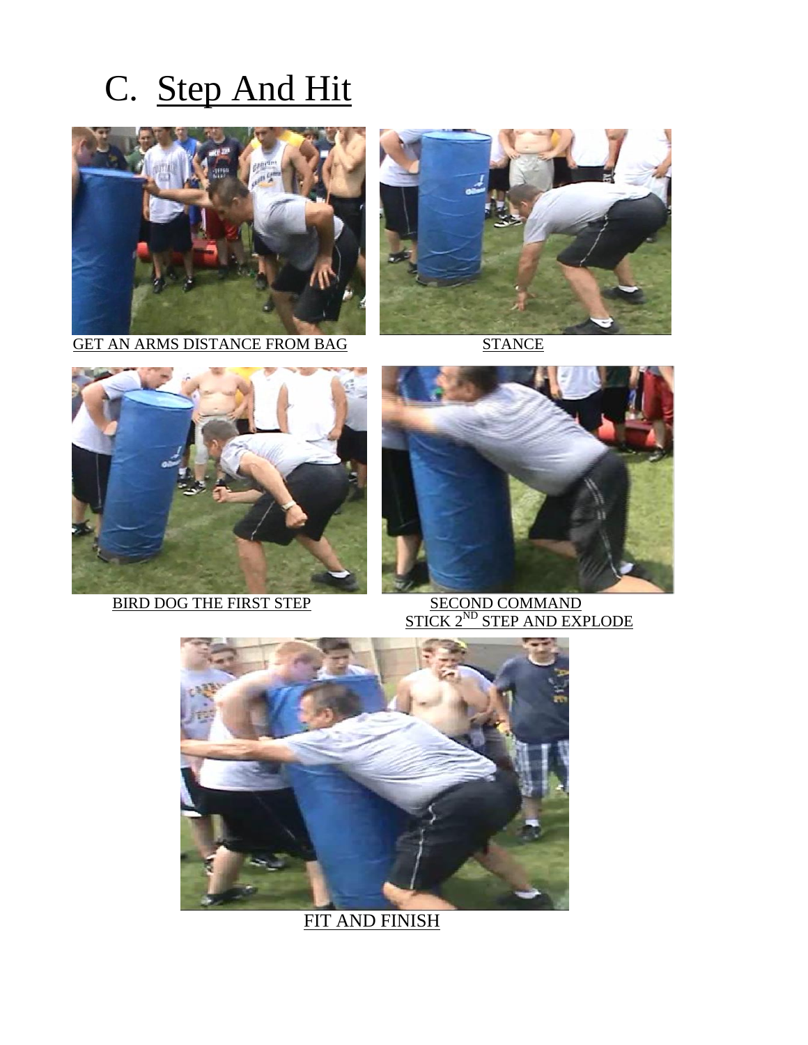# C. Step And Hit

GET AN ARMS DISTANCE FROM BAG

STANCE

BIRD DOG THE FIRST STEP

SECOND COMMAND
STICK 2ND STEP AND EXPLODE

FIT AND FINISH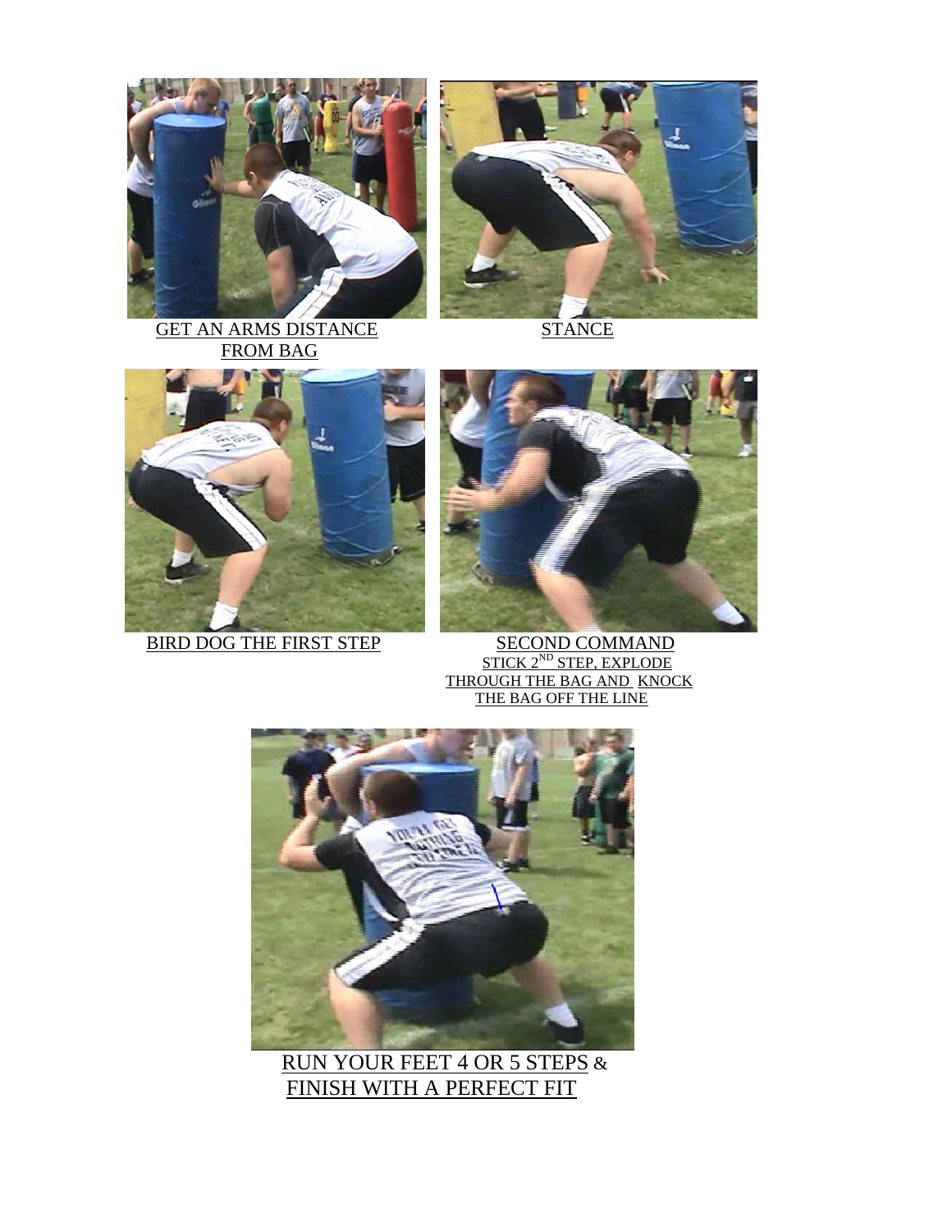GET AN ARMS DISTANCE FROM BAG

STANCE

BIRD DOG THE FIRST STEP

SECOND COMMAND
STICK 2[ND] STEP, EXPLODE THROUGH THE BAG AND KNOCK THE BAG OFF THE LINE

RUN YOUR FEET 4 OR 5 STEPS & FINISH WITH A PERFECT FIT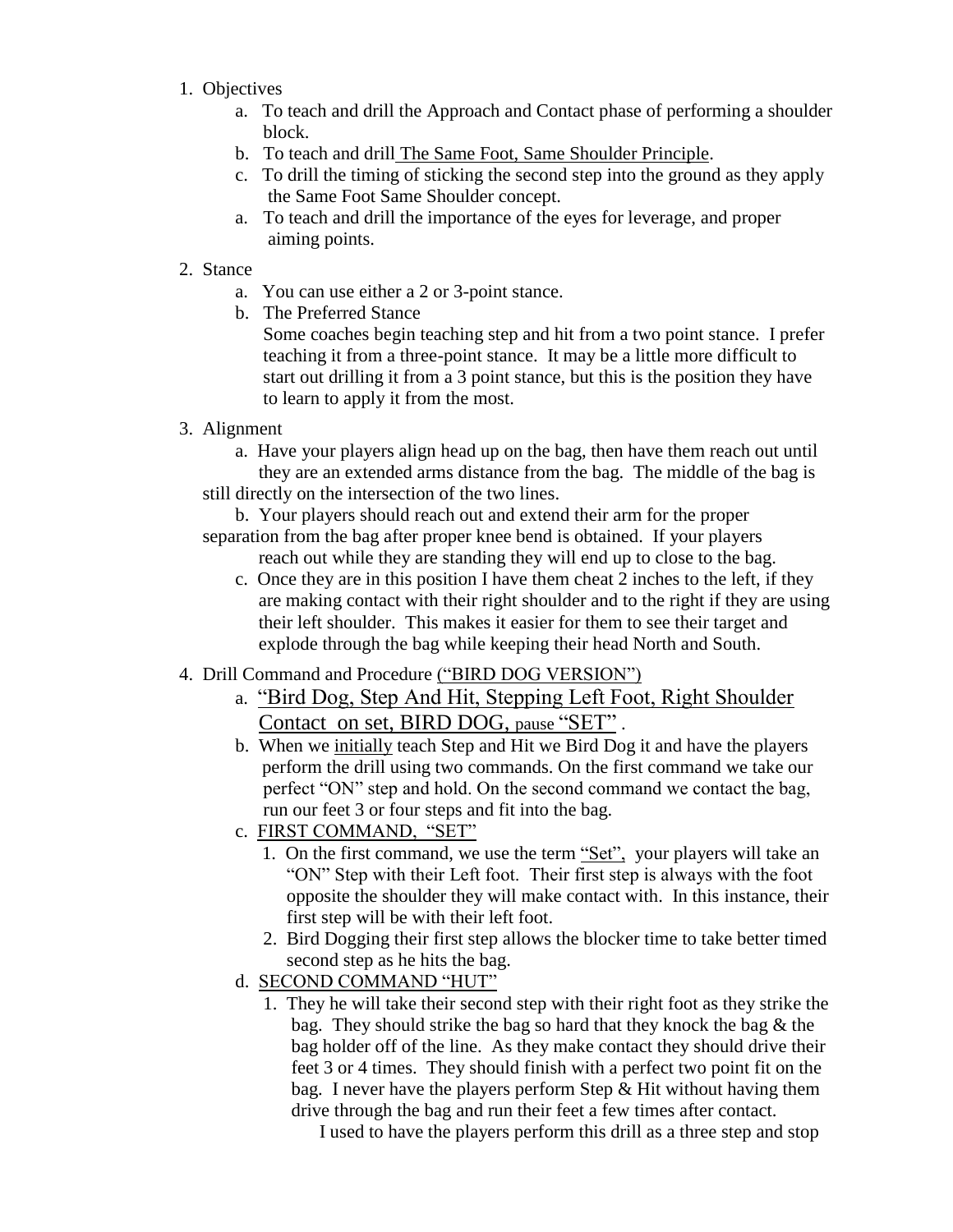1. Objectives
    a. To teach and drill the Approach and Contact phase of performing a shoulder block.
    b. To teach and drill <u>The Same Foot, Same Shoulder Principle</u>.
    c. To drill the timing of sticking the second step into the ground as they apply the Same Foot Same Shoulder concept.
    a. To teach and drill the importance of the eyes for leverage, and proper aiming points.

2. Stance
    a. You can use either a 2 or 3-point stance.
    b. The Preferred Stance
       Some coaches begin teaching step and hit from a two point stance. I prefer teaching it from a three-point stance. It may be a little more difficult to start out drilling it from a 3 point stance, but this is the position they have to learn to apply it from the most.

3. Alignment
    a. Have your players align head up on the bag, then have them reach out until they are an extended arms distance from the bag. The middle of the bag is still directly on the intersection of the two lines.
    b. Your players should reach out and extend their arm for the proper separation from the bag after proper knee bend is obtained. If your players reach out while they are standing they will end up to close to the bag.
    c. Once they are in this position I have them cheat 2 inches to the left, if they are making contact with their right shoulder and to the right if they are using their left shoulder. This makes it easier for them to see their target and explode through the bag while keeping their head North and South.

4. Drill Command and Procedure <u>("BIRD DOG VERSION")</u>
    a. <u>"Bird Dog, Step And Hit, Stepping Left Foot, Right Shoulder Contact on set, BIRD DOG, pause "SET"</u> .
    b. When we <u>initially</u> teach Step and Hit we Bird Dog it and have the players perform the drill using two commands. On the first command we take our perfect "ON" step and hold. On the second command we contact the bag, run our feet 3 or four steps and fit into the bag.
    c. <u>FIRST COMMAND, "SET"</u>
        1. On the first command, we use the term <u>"Set",</u> your players will take an "ON" Step with their Left foot. Their first step is always with the foot opposite the shoulder they will make contact with. In this instance, their first step will be with their left foot.
        2. Bird Dogging their first step allows the blocker time to take better timed second step as he hits the bag.
    d. <u>SECOND COMMAND "HUT"</u>
        1. They he will take their second step with their right foot as they strike the bag. They should strike the bag so hard that they knock the bag & the bag holder off of the line. As they make contact they should drive their feet 3 or 4 times. They should finish with a perfect two point fit on the bag. I never have the players perform Step & Hit without having them drive through the bag and run their feet a few times after contact.
           I used to have the players perform this drill as a three step and stop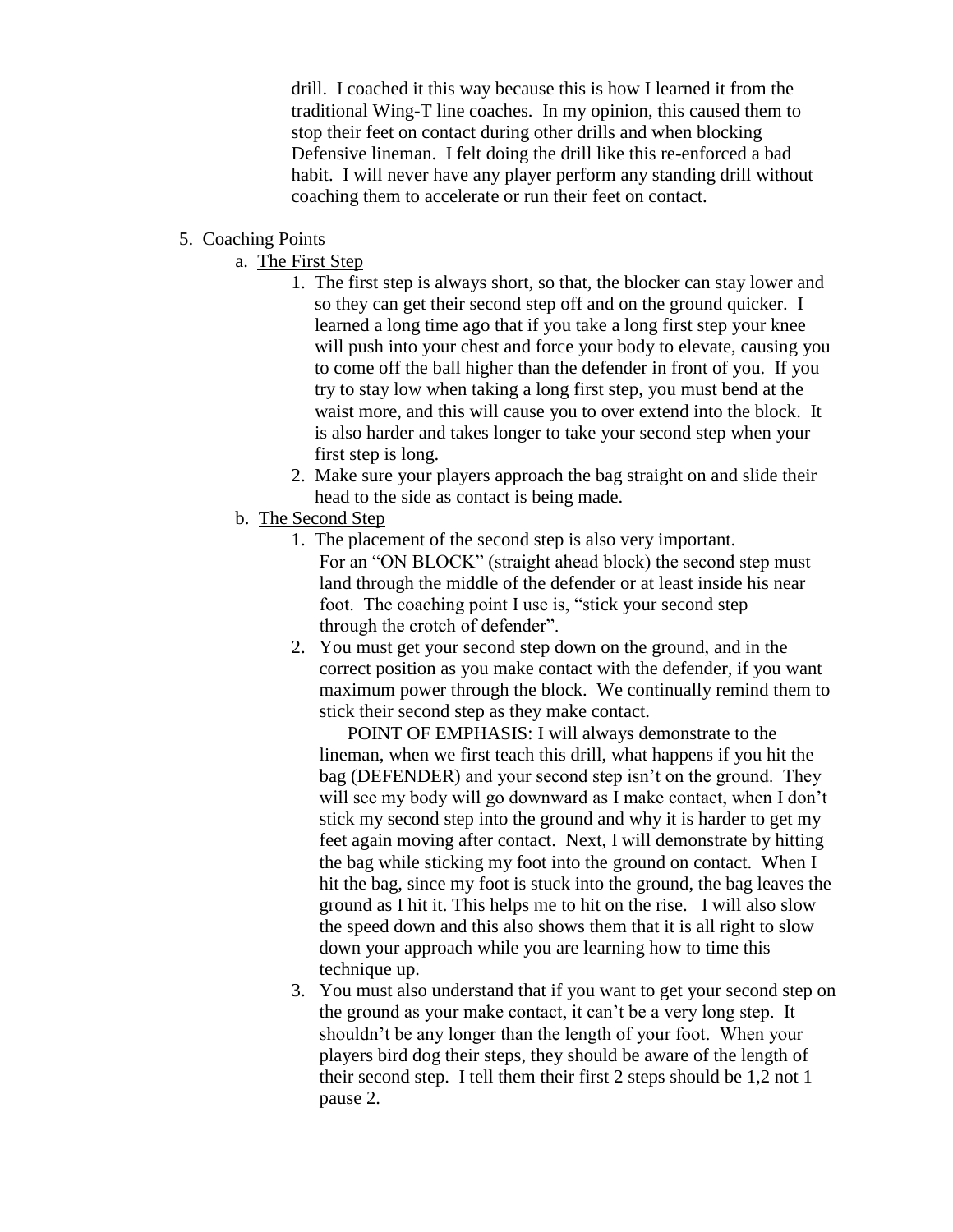drill. I coached it this way because this is how I learned it from the traditional Wing-T line coaches. In my opinion, this caused them to stop their feet on contact during other drills and when blocking Defensive lineman. I felt doing the drill like this re-enforced a bad habit. I will never have any player perform any standing drill without coaching them to accelerate or run their feet on contact.

5. Coaching Points
   a. <u>The First Step</u>
      1. The first step is always short, so that, the blocker can stay lower and so they can get their second step off and on the ground quicker. I learned a long time ago that if you take a long first step your knee will push into your chest and force your body to elevate, causing you to come off the ball higher than the defender in front of you. If you try to stay low when taking a long first step, you must bend at the waist more, and this will cause you to over extend into the block. It is also harder and takes longer to take your second step when your first step is long.
      2. Make sure your players approach the bag straight on and slide their head to the side as contact is being made.
   b. <u>The Second Step</u>
      1. The placement of the second step is also very important. For an "ON BLOCK" (straight ahead block) the second step must land through the middle of the defender or at least inside his near foot. The coaching point I use is, "stick your second step through the crotch of defender".
      2. You must get your second step down on the ground, and in the correct position as you make contact with the defender, if you want maximum power through the block. We continually remind them to stick their second step as they make contact.

         <u>POINT OF EMPHASIS</u>: I will always demonstrate to the lineman, when we first teach this drill, what happens if you hit the bag (DEFENDER) and your second step isn't on the ground. They will see my body will go downward as I make contact, when I don't stick my second step into the ground and why it is harder to get my feet again moving after contact. Next, I will demonstrate by hitting the bag while sticking my foot into the ground on contact. When I hit the bag, since my foot is stuck into the ground, the bag leaves the ground as I hit it. This helps me to hit on the rise. I will also slow the speed down and this also shows them that it is all right to slow down your approach while you are learning how to time this technique up.
      3. You must also understand that if you want to get your second step on the ground as your make contact, it can't be a very long step. It shouldn't be any longer than the length of your foot. When your players bird dog their steps, they should be aware of the length of their second step. I tell them their first 2 steps should be 1,2 not 1 pause 2.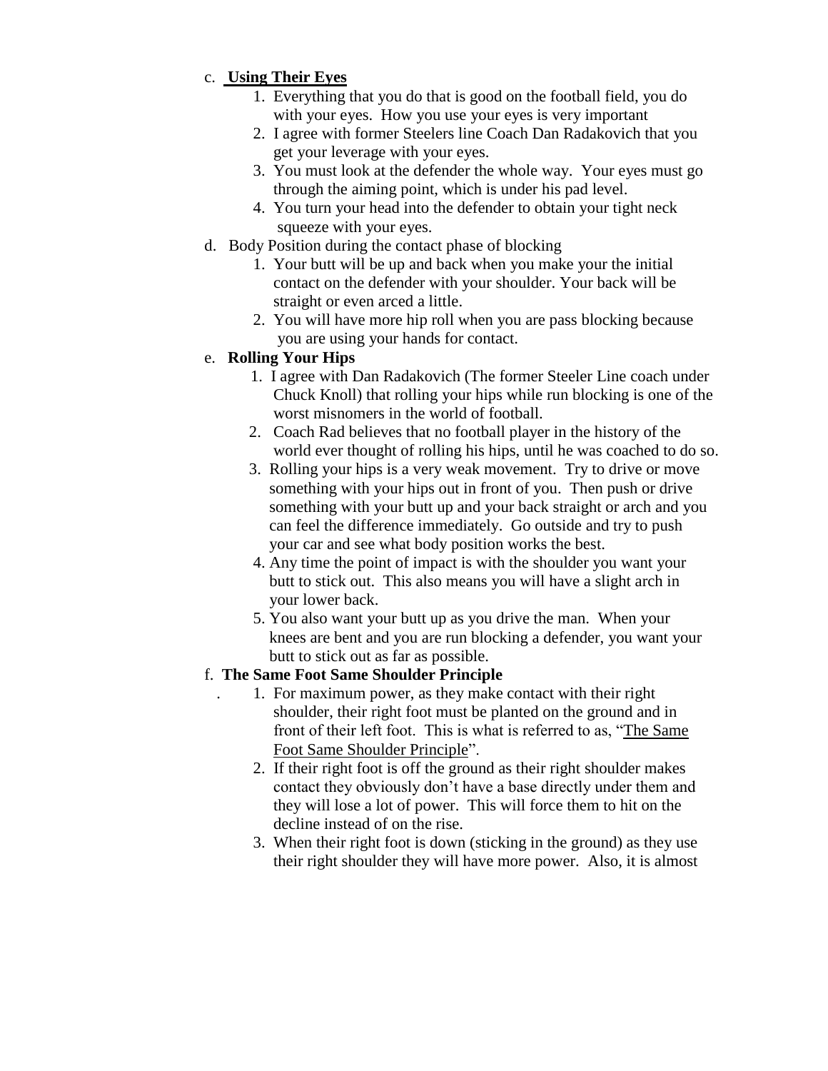c. **<u>Using Their Eyes</u>**

1. Everything that you do that is good on the football field, you do with your eyes. How you use your eyes is very important
2. I agree with former Steelers line Coach Dan Radakovich that you get your leverage with your eyes.
3. You must look at the defender the whole way. Your eyes must go through the aiming point, which is under his pad level.
4. You turn your head into the defender to obtain your tight neck squeeze with your eyes.

d. Body Position during the contact phase of blocking

1. Your butt will be up and back when you make your the initial contact on the defender with your shoulder. Your back will be straight or even arced a little.
2. You will have more hip roll when you are pass blocking because you are using your hands for contact.

e. **Rolling Your Hips**

1. I agree with Dan Radakovich (The former Steeler Line coach under Chuck Knoll) that rolling your hips while run blocking is one of the worst misnomers in the world of football.
2. Coach Rad believes that no football player in the history of the world ever thought of rolling his hips, until he was coached to do so.
3. Rolling your hips is a very weak movement. Try to drive or move something with your hips out in front of you. Then push or drive something with your butt up and your back straight or arch and you can feel the difference immediately. Go outside and try to push your car and see what body position works the best.
4. Any time the point of impact is with the shoulder you want your butt to stick out. This also means you will have a slight arch in your lower back.
5. You also want your butt up as you drive the man. When your knees are bent and you are run blocking a defender, you want your butt to stick out as far as possible.

f. **The Same Foot Same Shoulder Principle**

1. For maximum power, as they make contact with their right shoulder, their right foot must be planted on the ground and in front of their left foot. This is what is referred to as, "<u>The Same Foot Same Shoulder Principle</u>".
2. If their right foot is off the ground as their right shoulder makes contact they obviously don't have a base directly under them and they will lose a lot of power. This will force them to hit on the decline instead of on the rise.
3. When their right foot is down (sticking in the ground) as they use their right shoulder they will have more power. Also, it is almost